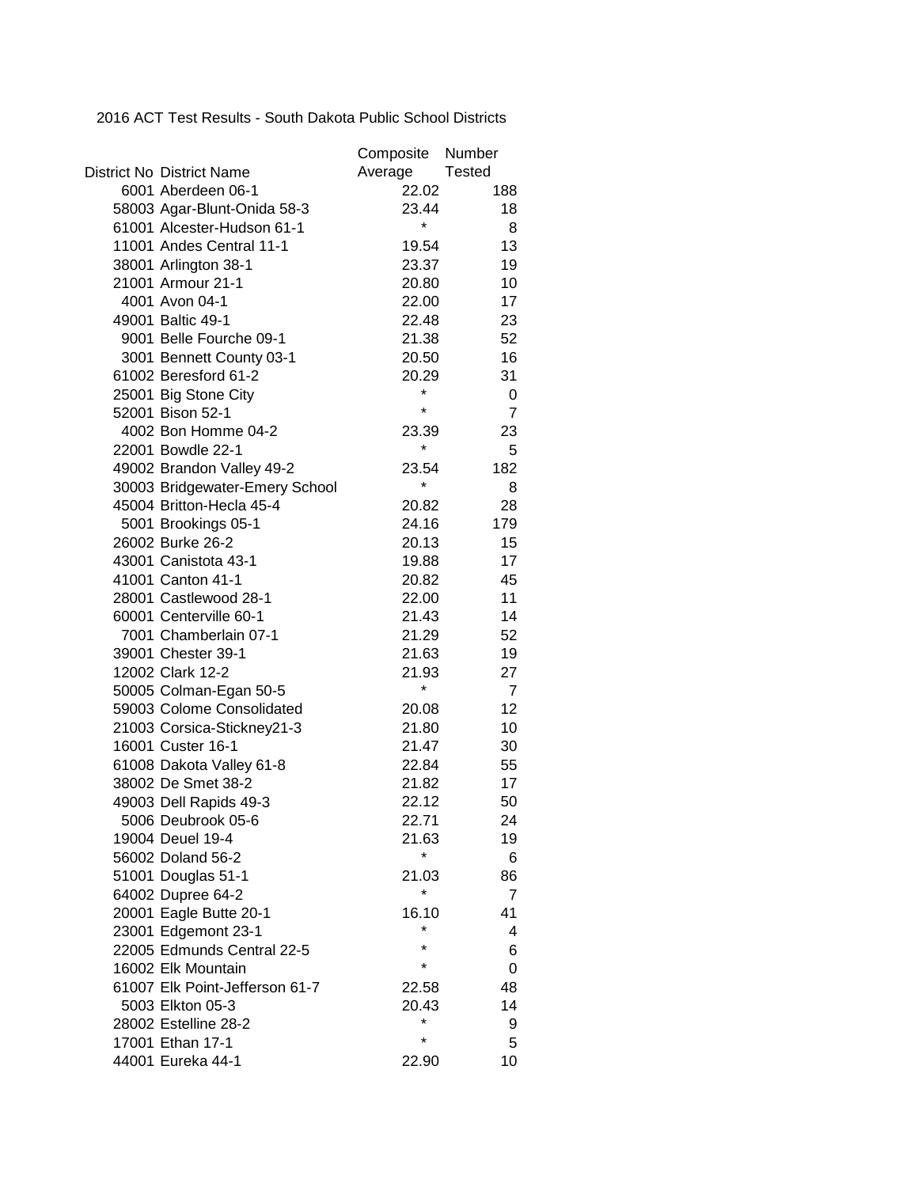# 2016 ACT Test Results - South Dakota Public School Districts

| District No | District Name | Composite Average | Number Tested |
|---|---|---|---|
| 6001 | Aberdeen 06-1 | 22.02 | 188 |
| 58003 | Agar-Blunt-Onida 58-3 | 23.44 | 18 |
| 61001 | Alcester-Hudson 61-1 | * | 8 |
| 11001 | Andes Central 11-1 | 19.54 | 13 |
| 38001 | Arlington 38-1 | 23.37 | 19 |
| 21001 | Armour 21-1 | 20.80 | 10 |
| 4001 | Avon 04-1 | 22.00 | 17 |
| 49001 | Baltic 49-1 | 22.48 | 23 |
| 9001 | Belle Fourche 09-1 | 21.38 | 52 |
| 3001 | Bennett County 03-1 | 20.50 | 16 |
| 61002 | Beresford 61-2 | 20.29 | 31 |
| 25001 | Big Stone City | * | 0 |
| 52001 | Bison 52-1 | * | 7 |
| 4002 | Bon Homme 04-2 | 23.39 | 23 |
| 22001 | Bowdle 22-1 | * | 5 |
| 49002 | Brandon Valley 49-2 | 23.54 | 182 |
| 30003 | Bridgewater-Emery School | * | 8 |
| 45004 | Britton-Hecla 45-4 | 20.82 | 28 |
| 5001 | Brookings 05-1 | 24.16 | 179 |
| 26002 | Burke 26-2 | 20.13 | 15 |
| 43001 | Canistota 43-1 | 19.88 | 17 |
| 41001 | Canton 41-1 | 20.82 | 45 |
| 28001 | Castlewood 28-1 | 22.00 | 11 |
| 60001 | Centerville 60-1 | 21.43 | 14 |
| 7001 | Chamberlain 07-1 | 21.29 | 52 |
| 39001 | Chester 39-1 | 21.63 | 19 |
| 12002 | Clark 12-2 | 21.93 | 27 |
| 50005 | Colman-Egan 50-5 | * | 7 |
| 59003 | Colome Consolidated | 20.08 | 12 |
| 21003 | Corsica-Stickney21-3 | 21.80 | 10 |
| 16001 | Custer 16-1 | 21.47 | 30 |
| 61008 | Dakota Valley 61-8 | 22.84 | 55 |
| 38002 | De Smet 38-2 | 21.82 | 17 |
| 49003 | Dell Rapids 49-3 | 22.12 | 50 |
| 5006 | Deubrook 05-6 | 22.71 | 24 |
| 19004 | Deuel 19-4 | 21.63 | 19 |
| 56002 | Doland 56-2 | * | 6 |
| 51001 | Douglas 51-1 | 21.03 | 86 |
| 64002 | Dupree 64-2 | * | 7 |
| 20001 | Eagle Butte 20-1 | 16.10 | 41 |
| 23001 | Edgemont 23-1 | * | 4 |
| 22005 | Edmunds Central 22-5 | * | 6 |
| 16002 | Elk Mountain | * | 0 |
| 61007 | Elk Point-Jefferson 61-7 | 22.58 | 48 |
| 5003 | Elkton 05-3 | 20.43 | 14 |
| 28002 | Estelline 28-2 | * | 9 |
| 17001 | Ethan 17-1 | * | 5 |
| 44001 | Eureka 44-1 | 22.90 | 10 |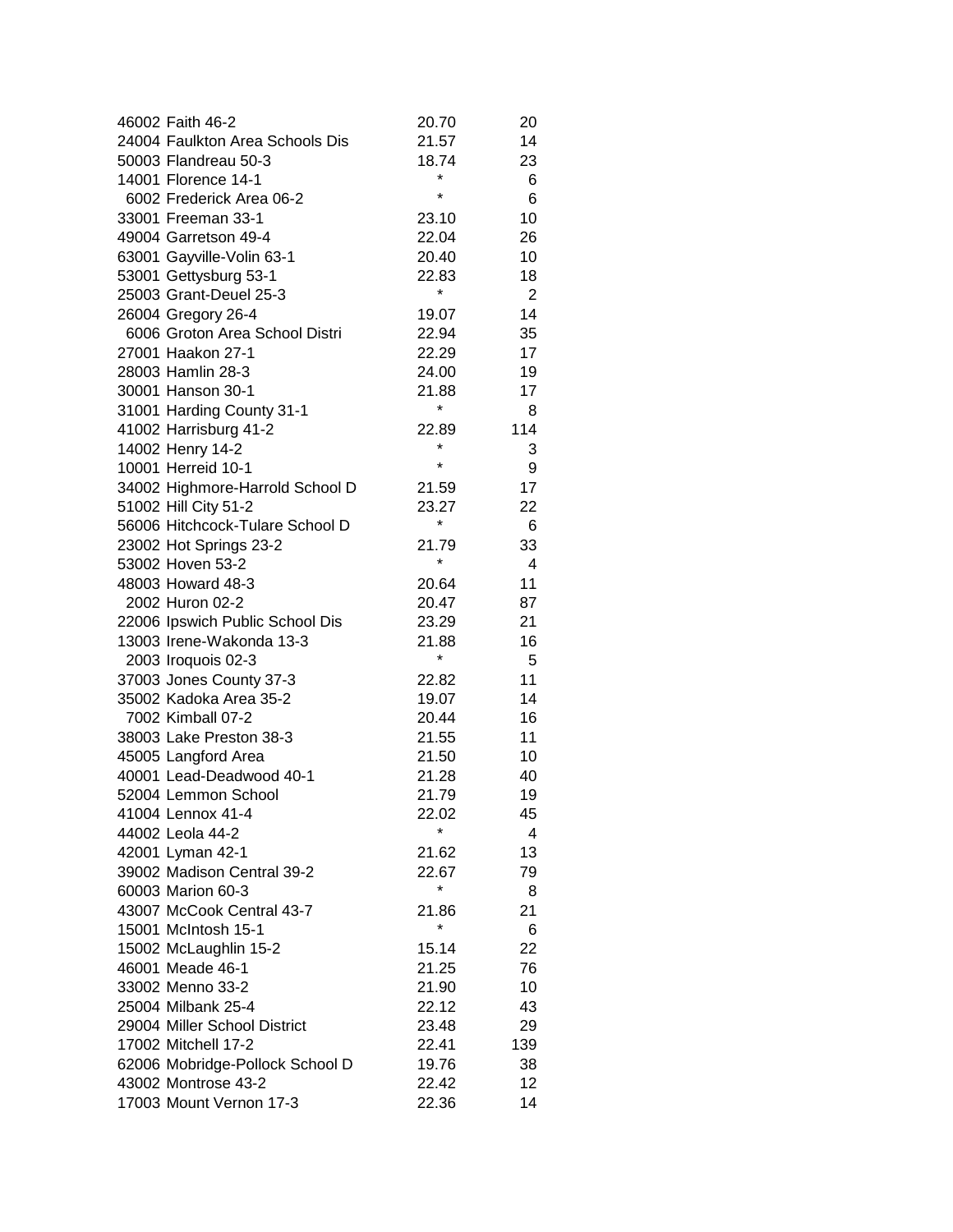| | | |
|---|---|---|
| 46002 Faith 46-2 | 20.70 | 20 |
| 24004 Faulkton Area Schools Dis | 21.57 | 14 |
| 50003 Flandreau 50-3 | 18.74 | 23 |
| 14001 Florence 14-1 | * | 6 |
| 6002 Frederick Area 06-2 | * | 6 |
| 33001 Freeman 33-1 | 23.10 | 10 |
| 49004 Garretson 49-4 | 22.04 | 26 |
| 63001 Gayville-Volin 63-1 | 20.40 | 10 |
| 53001 Gettysburg 53-1 | 22.83 | 18 |
| 25003 Grant-Deuel 25-3 | * | 2 |
| 26004 Gregory 26-4 | 19.07 | 14 |
| 6006 Groton Area School Distri | 22.94 | 35 |
| 27001 Haakon 27-1 | 22.29 | 17 |
| 28003 Hamlin 28-3 | 24.00 | 19 |
| 30001 Hanson 30-1 | 21.88 | 17 |
| 31001 Harding County 31-1 | * | 8 |
| 41002 Harrisburg 41-2 | 22.89 | 114 |
| 14002 Henry 14-2 | * | 3 |
| 10001 Herreid 10-1 | * | 9 |
| 34002 Highmore-Harrold School D | 21.59 | 17 |
| 51002 Hill City 51-2 | 23.27 | 22 |
| 56006 Hitchcock-Tulare School D | * | 6 |
| 23002 Hot Springs 23-2 | 21.79 | 33 |
| 53002 Hoven 53-2 | * | 4 |
| 48003 Howard 48-3 | 20.64 | 11 |
| 2002 Huron 02-2 | 20.47 | 87 |
| 22006 Ipswich Public School Dis | 23.29 | 21 |
| 13003 Irene-Wakonda 13-3 | 21.88 | 16 |
| 2003 Iroquois 02-3 | * | 5 |
| 37003 Jones County 37-3 | 22.82 | 11 |
| 35002 Kadoka Area 35-2 | 19.07 | 14 |
| 7002 Kimball 07-2 | 20.44 | 16 |
| 38003 Lake Preston 38-3 | 21.55 | 11 |
| 45005 Langford Area | 21.50 | 10 |
| 40001 Lead-Deadwood 40-1 | 21.28 | 40 |
| 52004 Lemmon School | 21.79 | 19 |
| 41004 Lennox 41-4 | 22.02 | 45 |
| 44002 Leola 44-2 | * | 4 |
| 42001 Lyman 42-1 | 21.62 | 13 |
| 39002 Madison Central 39-2 | 22.67 | 79 |
| 60003 Marion 60-3 | * | 8 |
| 43007 McCook Central 43-7 | 21.86 | 21 |
| 15001 McIntosh 15-1 | * | 6 |
| 15002 McLaughlin 15-2 | 15.14 | 22 |
| 46001 Meade 46-1 | 21.25 | 76 |
| 33002 Menno 33-2 | 21.90 | 10 |
| 25004 Milbank 25-4 | 22.12 | 43 |
| 29004 Miller School District | 23.48 | 29 |
| 17002 Mitchell 17-2 | 22.41 | 139 |
| 62006 Mobridge-Pollock School D | 19.76 | 38 |
| 43002 Montrose 43-2 | 22.42 | 12 |
| 17003 Mount Vernon 17-3 | 22.36 | 14 |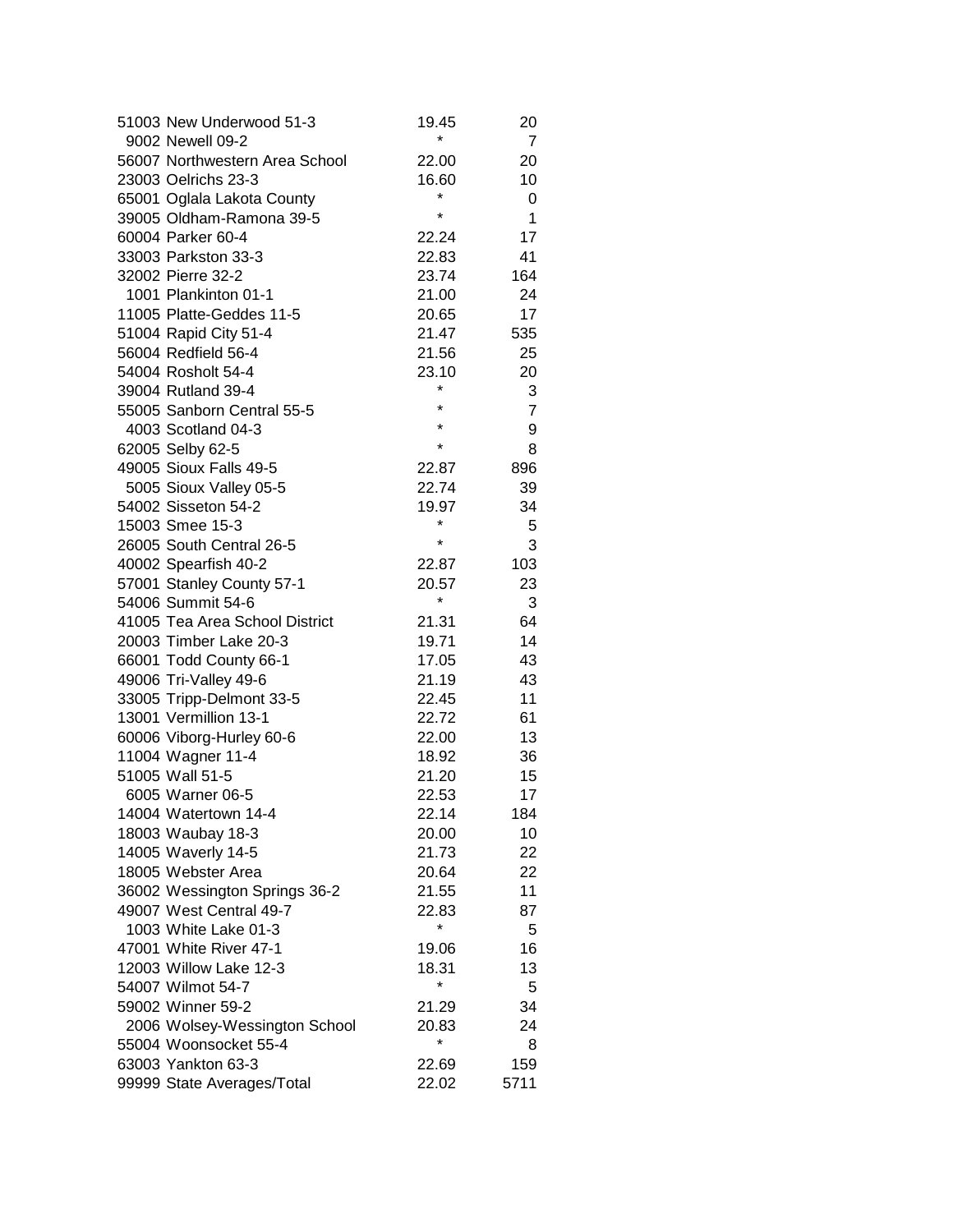| | | | |
|---|---|---|---|
| 51003 | New Underwood 51-3 | 19.45 | 20 |
| 9002 | Newell 09-2 | * | 7 |
| 56007 | Northwestern Area School | 22.00 | 20 |
| 23003 | Oelrichs 23-3 | 16.60 | 10 |
| 65001 | Oglala Lakota County | * | 0 |
| 39005 | Oldham-Ramona 39-5 | * | 1 |
| 60004 | Parker 60-4 | 22.24 | 17 |
| 33003 | Parkston 33-3 | 22.83 | 41 |
| 32002 | Pierre 32-2 | 23.74 | 164 |
| 1001 | Plankinton 01-1 | 21.00 | 24 |
| 11005 | Platte-Geddes 11-5 | 20.65 | 17 |
| 51004 | Rapid City 51-4 | 21.47 | 535 |
| 56004 | Redfield 56-4 | 21.56 | 25 |
| 54004 | Rosholt 54-4 | 23.10 | 20 |
| 39004 | Rutland 39-4 | * | 3 |
| 55005 | Sanborn Central 55-5 | * | 7 |
| 4003 | Scotland 04-3 | * | 9 |
| 62005 | Selby 62-5 | * | 8 |
| 49005 | Sioux Falls 49-5 | 22.87 | 896 |
| 5005 | Sioux Valley 05-5 | 22.74 | 39 |
| 54002 | Sisseton 54-2 | 19.97 | 34 |
| 15003 | Smee 15-3 | * | 5 |
| 26005 | South Central 26-5 | * | 3 |
| 40002 | Spearfish 40-2 | 22.87 | 103 |
| 57001 | Stanley County 57-1 | 20.57 | 23 |
| 54006 | Summit 54-6 | * | 3 |
| 41005 | Tea Area School District | 21.31 | 64 |
| 20003 | Timber Lake 20-3 | 19.71 | 14 |
| 66001 | Todd County 66-1 | 17.05 | 43 |
| 49006 | Tri-Valley 49-6 | 21.19 | 43 |
| 33005 | Tripp-Delmont 33-5 | 22.45 | 11 |
| 13001 | Vermillion 13-1 | 22.72 | 61 |
| 60006 | Viborg-Hurley 60-6 | 22.00 | 13 |
| 11004 | Wagner 11-4 | 18.92 | 36 |
| 51005 | Wall 51-5 | 21.20 | 15 |
| 6005 | Warner 06-5 | 22.53 | 17 |
| 14004 | Watertown 14-4 | 22.14 | 184 |
| 18003 | Waubay 18-3 | 20.00 | 10 |
| 14005 | Waverly 14-5 | 21.73 | 22 |
| 18005 | Webster Area | 20.64 | 22 |
| 36002 | Wessington Springs 36-2 | 21.55 | 11 |
| 49007 | West Central 49-7 | 22.83 | 87 |
| 1003 | White Lake 01-3 | * | 5 |
| 47001 | White River 47-1 | 19.06 | 16 |
| 12003 | Willow Lake 12-3 | 18.31 | 13 |
| 54007 | Wilmot 54-7 | * | 5 |
| 59002 | Winner 59-2 | 21.29 | 34 |
| 2006 | Wolsey-Wessington School | 20.83 | 24 |
| 55004 | Woonsocket 55-4 | * | 8 |
| 63003 | Yankton 63-3 | 22.69 | 159 |
| 99999 | State Averages/Total | 22.02 | 5711 |